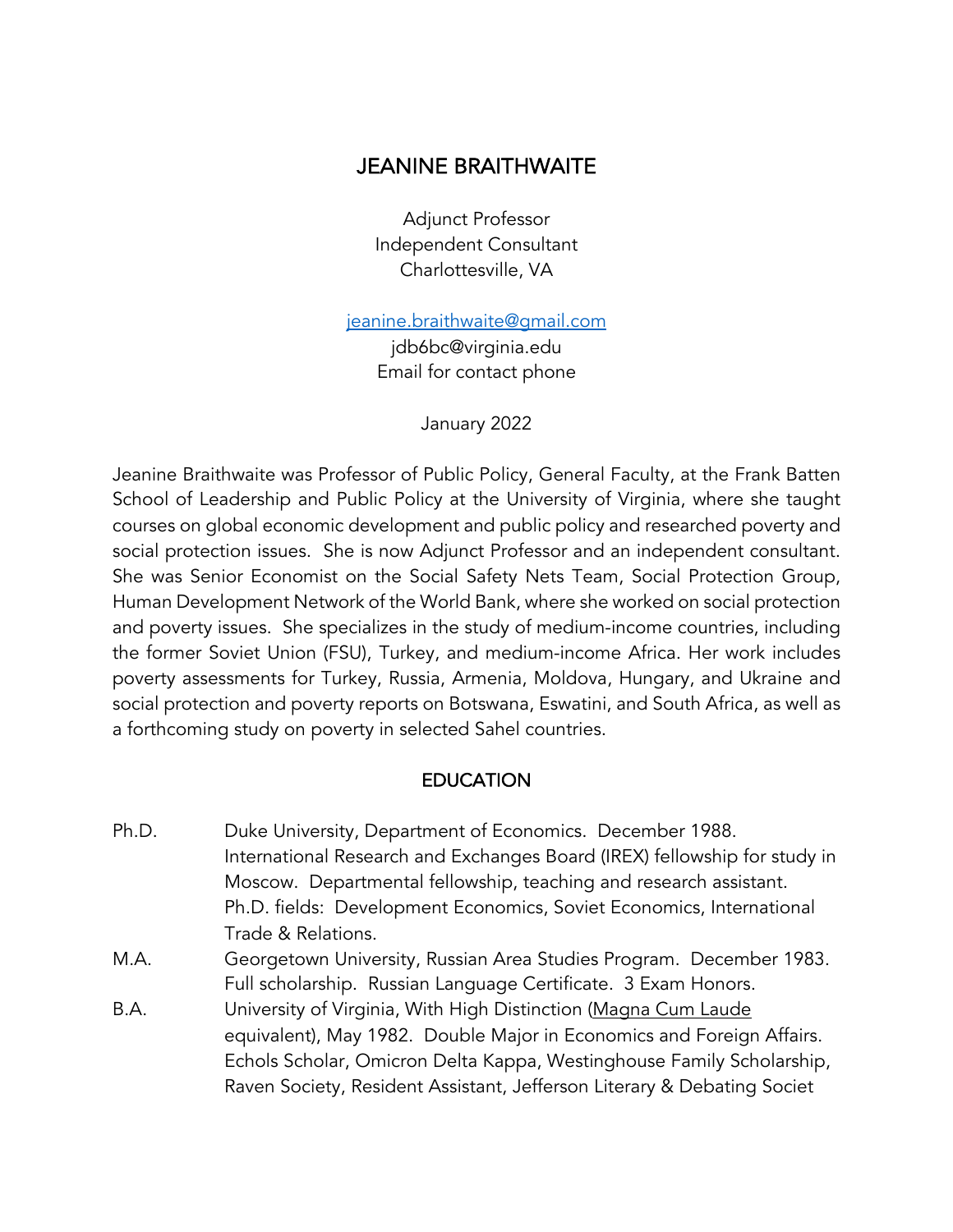# JEANINE BRAITHWAITE

Adjunct Professor
Independent Consultant
Charlottesville, VA

[jeanine.braithwaite@gmail.com](mailto:jeanine.braithwaite@gmail.com)
jdb6bc@virginia.edu
Email for contact phone

January 2022

Jeanine Braithwaite was Professor of Public Policy, General Faculty, at the Frank Batten School of Leadership and Public Policy at the University of Virginia, where she taught courses on global economic development and public policy and researched poverty and social protection issues. She is now Adjunct Professor and an independent consultant. She was Senior Economist on the Social Safety Nets Team, Social Protection Group, Human Development Network of the World Bank, where she worked on social protection and poverty issues. She specializes in the study of medium-income countries, including the former Soviet Union (FSU), Turkey, and medium-income Africa. Her work includes poverty assessments for Turkey, Russia, Armenia, Moldova, Hungary, and Ukraine and social protection and poverty reports on Botswana, Eswatini, and South Africa, as well as a forthcoming study on poverty in selected Sahel countries.

## EDUCATION

**Ph.D.** Duke University, Department of Economics. December 1988. International Research and Exchanges Board (IREX) fellowship for study in Moscow. Departmental fellowship, teaching and research assistant. Ph.D. fields: Development Economics, Soviet Economics, International Trade & Relations.

**M.A.** Georgetown University, Russian Area Studies Program. December 1983. Full scholarship. Russian Language Certificate. 3 Exam Honors.

**B.A.** University of Virginia, With High Distinction (Magna Cum Laude equivalent), May 1982. Double Major in Economics and Foreign Affairs. Echols Scholar, Omicron Delta Kappa, Westinghouse Family Scholarship, Raven Society, Resident Assistant, Jefferson Literary & Debating Societ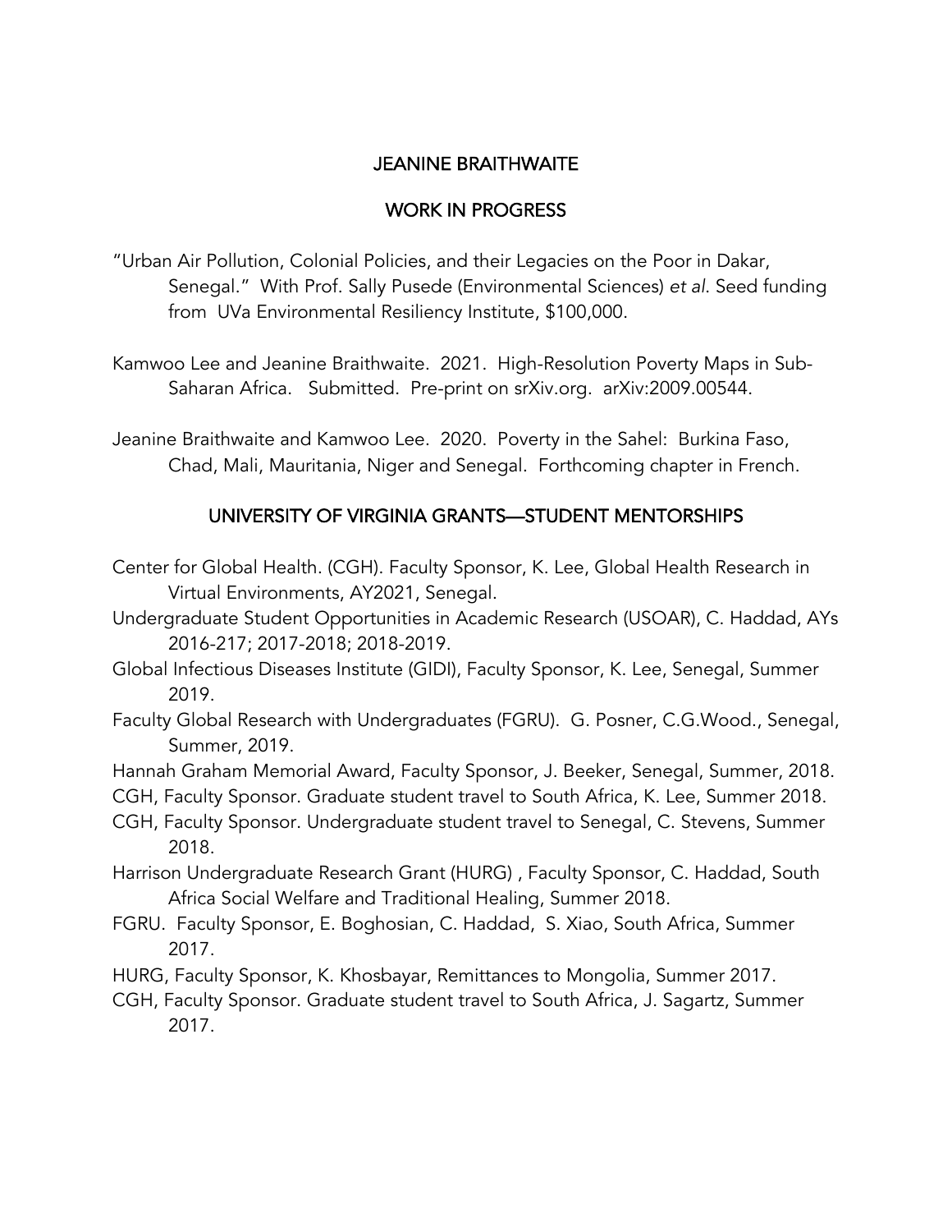## JEANINE BRAITHWAITE

## WORK IN PROGRESS

"Urban Air Pollution, Colonial Policies, and their Legacies on the Poor in Dakar, Senegal." With Prof. Sally Pusede (Environmental Sciences) *et al*. Seed funding from UVa Environmental Resiliency Institute, $100,000.

Kamwoo Lee and Jeanine Braithwaite. 2021. High-Resolution Poverty Maps in Sub-Saharan Africa. Submitted. Pre-print on srXiv.org. arXiv:2009.00544.

Jeanine Braithwaite and Kamwoo Lee. 2020. Poverty in the Sahel: Burkina Faso, Chad, Mali, Mauritania, Niger and Senegal. Forthcoming chapter in French.

## UNIVERSITY OF VIRGINIA GRANTS—STUDENT MENTORSHIPS

Center for Global Health. (CGH). Faculty Sponsor, K. Lee, Global Health Research in Virtual Environments, AY2021, Senegal.

Undergraduate Student Opportunities in Academic Research (USOAR), C. Haddad, AYs 2016-217; 2017-2018; 2018-2019.

Global Infectious Diseases Institute (GIDI), Faculty Sponsor, K. Lee, Senegal, Summer 2019.

Faculty Global Research with Undergraduates (FGRU). G. Posner, C.G.Wood., Senegal, Summer, 2019.

Hannah Graham Memorial Award, Faculty Sponsor, J. Beeker, Senegal, Summer, 2018.

CGH, Faculty Sponsor. Graduate student travel to South Africa, K. Lee, Summer 2018.

CGH, Faculty Sponsor. Undergraduate student travel to Senegal, C. Stevens, Summer 2018.

Harrison Undergraduate Research Grant (HURG) , Faculty Sponsor, C. Haddad, South Africa Social Welfare and Traditional Healing, Summer 2018.

FGRU. Faculty Sponsor, E. Boghosian, C. Haddad, S. Xiao, South Africa, Summer 2017.

HURG, Faculty Sponsor, K. Khosbayar, Remittances to Mongolia, Summer 2017.

CGH, Faculty Sponsor. Graduate student travel to South Africa, J. Sagartz, Summer 2017.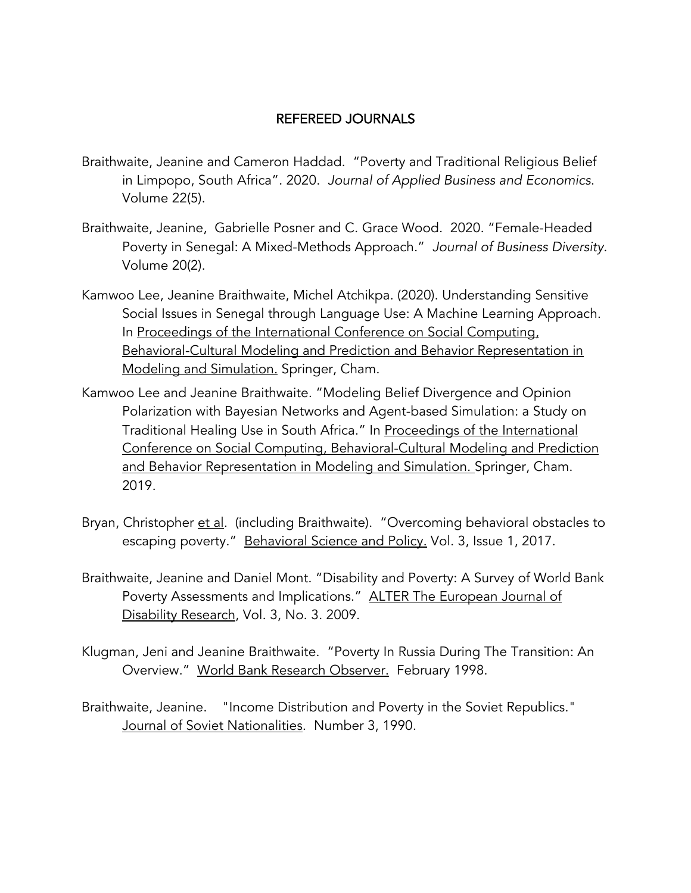## REFEREED JOURNALS

Braithwaite, Jeanine and Cameron Haddad. "Poverty and Traditional Religious Belief in Limpopo, South Africa". 2020. *Journal of Applied Business and Economics.* Volume 22(5).

Braithwaite, Jeanine, Gabrielle Posner and C. Grace Wood. 2020. "Female-Headed Poverty in Senegal: A Mixed-Methods Approach." *Journal of Business Diversity.* Volume 20(2).

Kamwoo Lee, Jeanine Braithwaite, Michel Atchikpa. (2020). Understanding Sensitive Social Issues in Senegal through Language Use: A Machine Learning Approach. In Proceedings of the International Conference on Social Computing, Behavioral-Cultural Modeling and Prediction and Behavior Representation in Modeling and Simulation. Springer, Cham.

Kamwoo Lee and Jeanine Braithwaite. "Modeling Belief Divergence and Opinion Polarization with Bayesian Networks and Agent-based Simulation: a Study on Traditional Healing Use in South Africa." In Proceedings of the International Conference on Social Computing, Behavioral-Cultural Modeling and Prediction and Behavior Representation in Modeling and Simulation. Springer, Cham. 2019.

Bryan, Christopher et al. (including Braithwaite). "Overcoming behavioral obstacles to escaping poverty." Behavioral Science and Policy. Vol. 3, Issue 1, 2017.

Braithwaite, Jeanine and Daniel Mont. "Disability and Poverty: A Survey of World Bank Poverty Assessments and Implications." ALTER The European Journal of Disability Research, Vol. 3, No. 3. 2009.

Klugman, Jeni and Jeanine Braithwaite. "Poverty In Russia During The Transition: An Overview." World Bank Research Observer. February 1998.

Braithwaite, Jeanine. "Income Distribution and Poverty in the Soviet Republics." Journal of Soviet Nationalities. Number 3, 1990.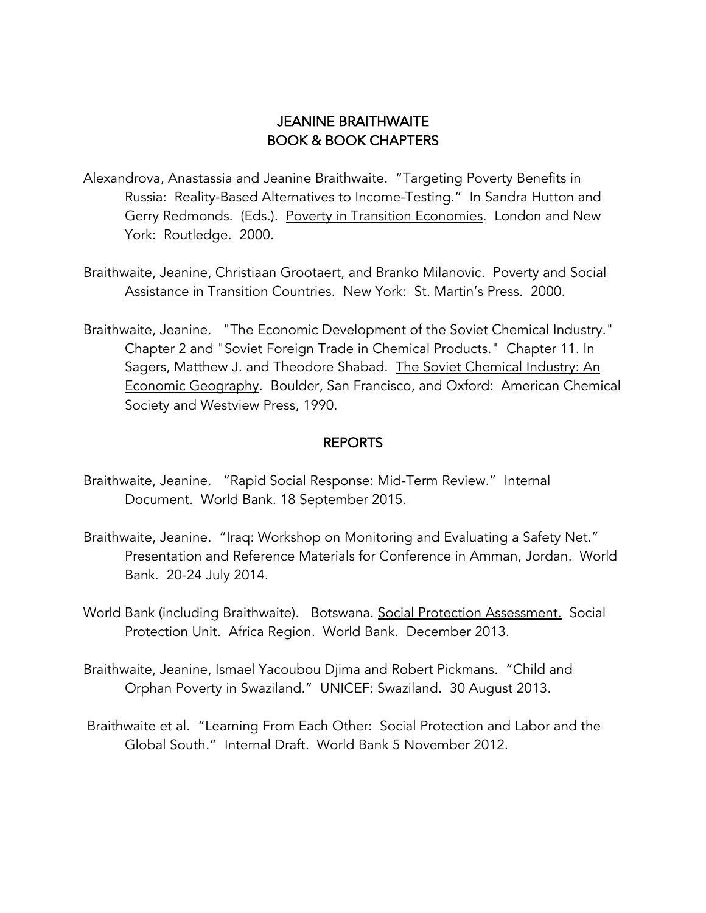## JEANINE BRAITHWAITE
## BOOK & BOOK CHAPTERS

Alexandrova, Anastassia and Jeanine Braithwaite. "Targeting Poverty Benefits in Russia: Reality-Based Alternatives to Income-Testing." In Sandra Hutton and Gerry Redmonds. (Eds.). Poverty in Transition Economies. London and New York: Routledge. 2000.

Braithwaite, Jeanine, Christiaan Grootaert, and Branko Milanovic. Poverty and Social Assistance in Transition Countries. New York: St. Martin's Press. 2000.

Braithwaite, Jeanine. "The Economic Development of the Soviet Chemical Industry." Chapter 2 and "Soviet Foreign Trade in Chemical Products." Chapter 11. In Sagers, Matthew J. and Theodore Shabad. The Soviet Chemical Industry: An Economic Geography. Boulder, San Francisco, and Oxford: American Chemical Society and Westview Press, 1990.

## REPORTS

Braithwaite, Jeanine. "Rapid Social Response: Mid-Term Review." Internal Document. World Bank. 18 September 2015.

Braithwaite, Jeanine. "Iraq: Workshop on Monitoring and Evaluating a Safety Net." Presentation and Reference Materials for Conference in Amman, Jordan. World Bank. 20-24 July 2014.

World Bank (including Braithwaite). Botswana. Social Protection Assessment. Social Protection Unit. Africa Region. World Bank. December 2013.

Braithwaite, Jeanine, Ismael Yacoubou Djima and Robert Pickmans. "Child and Orphan Poverty in Swaziland." UNICEF: Swaziland. 30 August 2013.

Braithwaite et al. "Learning From Each Other: Social Protection and Labor and the Global South." Internal Draft. World Bank 5 November 2012.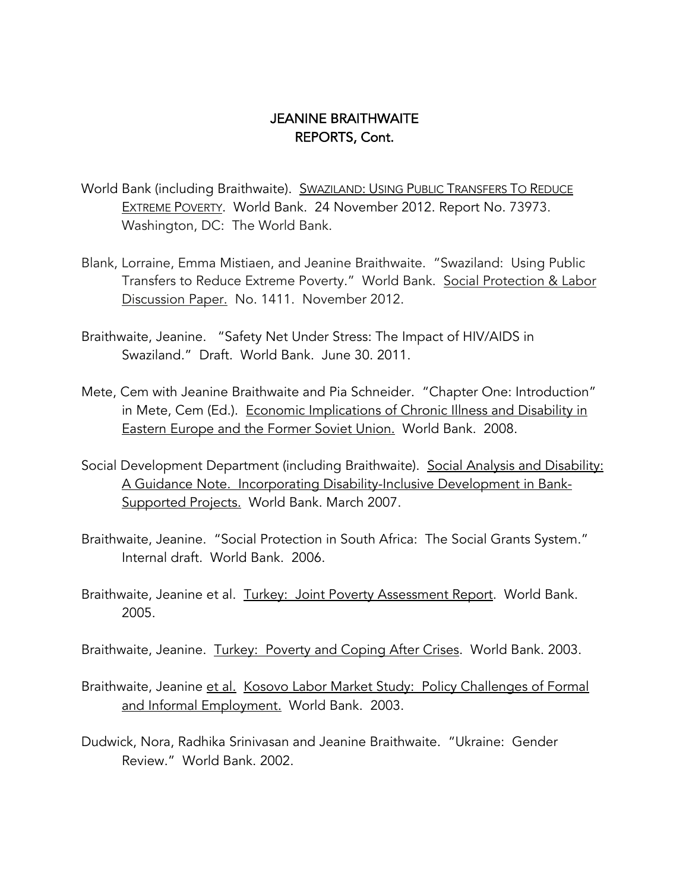# JEANINE BRAITHWAITE
## REPORTS, Cont.

World Bank (including Braithwaite). SWAZILAND: USING PUBLIC TRANSFERS TO REDUCE EXTREME POVERTY. World Bank. 24 November 2012. Report No. 73973. Washington, DC: The World Bank.

Blank, Lorraine, Emma Mistiaen, and Jeanine Braithwaite. "Swaziland: Using Public Transfers to Reduce Extreme Poverty." World Bank. Social Protection & Labor Discussion Paper. No. 1411. November 2012.

Braithwaite, Jeanine. "Safety Net Under Stress: The Impact of HIV/AIDS in Swaziland." Draft. World Bank. June 30. 2011.

Mete, Cem with Jeanine Braithwaite and Pia Schneider. "Chapter One: Introduction" in Mete, Cem (Ed.). Economic Implications of Chronic Illness and Disability in Eastern Europe and the Former Soviet Union. World Bank. 2008.

Social Development Department (including Braithwaite). Social Analysis and Disability: A Guidance Note. Incorporating Disability-Inclusive Development in Bank-Supported Projects. World Bank. March 2007.

Braithwaite, Jeanine. "Social Protection in South Africa: The Social Grants System." Internal draft. World Bank. 2006.

Braithwaite, Jeanine et al. Turkey: Joint Poverty Assessment Report. World Bank. 2005.

Braithwaite, Jeanine. Turkey: Poverty and Coping After Crises. World Bank. 2003.

Braithwaite, Jeanine et al. Kosovo Labor Market Study: Policy Challenges of Formal and Informal Employment. World Bank. 2003.

Dudwick, Nora, Radhika Srinivasan and Jeanine Braithwaite. "Ukraine: Gender Review." World Bank. 2002.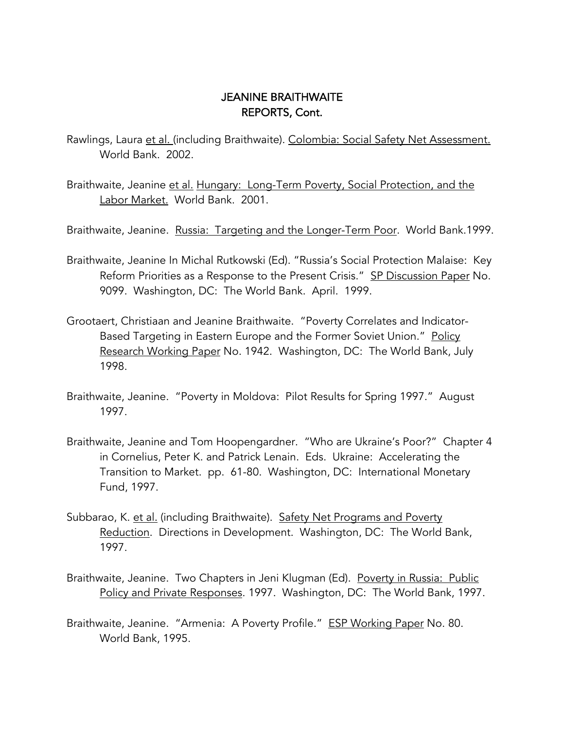# JEANINE BRAITHWAITE
## REPORTS, Cont.

Rawlings, Laura et al. (including Braithwaite). Colombia: Social Safety Net Assessment. World Bank. 2002.

Braithwaite, Jeanine et al. Hungary: Long-Term Poverty, Social Protection, and the Labor Market. World Bank. 2001.

Braithwaite, Jeanine. Russia: Targeting and the Longer-Term Poor. World Bank.1999.

Braithwaite, Jeanine In Michal Rutkowski (Ed). "Russia's Social Protection Malaise: Key Reform Priorities as a Response to the Present Crisis." SP Discussion Paper No. 9099. Washington, DC: The World Bank. April. 1999.

Grootaert, Christiaan and Jeanine Braithwaite. "Poverty Correlates and Indicator-Based Targeting in Eastern Europe and the Former Soviet Union." Policy Research Working Paper No. 1942. Washington, DC: The World Bank, July 1998.

Braithwaite, Jeanine. "Poverty in Moldova: Pilot Results for Spring 1997." August 1997.

Braithwaite, Jeanine and Tom Hoopengardner. "Who are Ukraine's Poor?" Chapter 4 in Cornelius, Peter K. and Patrick Lenain. Eds. Ukraine: Accelerating the Transition to Market. pp. 61-80. Washington, DC: International Monetary Fund, 1997.

Subbarao, K. et al. (including Braithwaite). Safety Net Programs and Poverty Reduction. Directions in Development. Washington, DC: The World Bank, 1997.

Braithwaite, Jeanine. Two Chapters in Jeni Klugman (Ed). Poverty in Russia: Public Policy and Private Responses. 1997. Washington, DC: The World Bank, 1997.

Braithwaite, Jeanine. "Armenia: A Poverty Profile." ESP Working Paper No. 80. World Bank, 1995.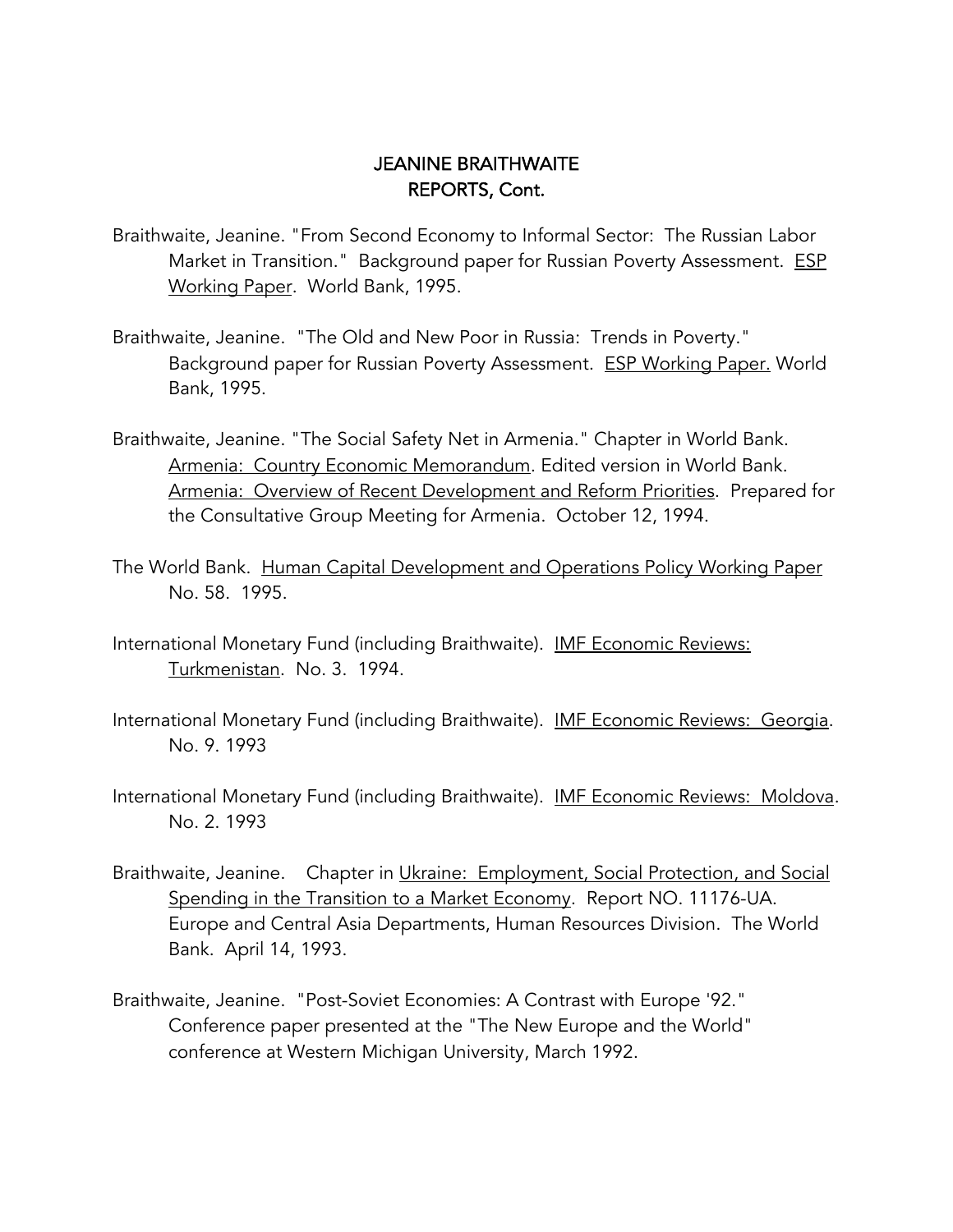# JEANINE BRAITHWAITE
## REPORTS, Cont.

Braithwaite, Jeanine. "From Second Economy to Informal Sector: The Russian Labor Market in Transition." Background paper for Russian Poverty Assessment. ESP Working Paper. World Bank, 1995.

Braithwaite, Jeanine. "The Old and New Poor in Russia: Trends in Poverty." Background paper for Russian Poverty Assessment. ESP Working Paper. World Bank, 1995.

Braithwaite, Jeanine. "The Social Safety Net in Armenia." Chapter in World Bank. Armenia: Country Economic Memorandum. Edited version in World Bank. Armenia: Overview of Recent Development and Reform Priorities. Prepared for the Consultative Group Meeting for Armenia. October 12, 1994.

The World Bank. Human Capital Development and Operations Policy Working Paper No. 58. 1995.

International Monetary Fund (including Braithwaite). IMF Economic Reviews: Turkmenistan. No. 3. 1994.

International Monetary Fund (including Braithwaite). IMF Economic Reviews: Georgia. No. 9. 1993

International Monetary Fund (including Braithwaite). IMF Economic Reviews: Moldova. No. 2. 1993

Braithwaite, Jeanine. Chapter in Ukraine: Employment, Social Protection, and Social Spending in the Transition to a Market Economy. Report NO. 11176-UA. Europe and Central Asia Departments, Human Resources Division. The World Bank. April 14, 1993.

Braithwaite, Jeanine. "Post-Soviet Economies: A Contrast with Europe '92." Conference paper presented at the "The New Europe and the World" conference at Western Michigan University, March 1992.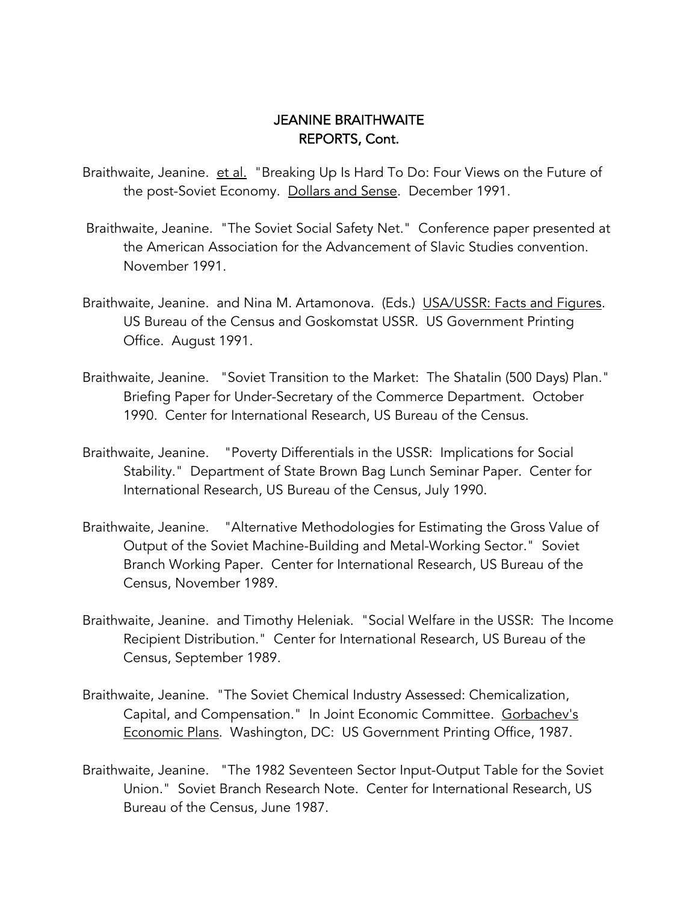# JEANINE BRAITHWAITE
## REPORTS, Cont.

Braithwaite, Jeanine. <u>et al.</u> "Breaking Up Is Hard To Do: Four Views on the Future of the post-Soviet Economy. <u>Dollars and Sense</u>. December 1991.

Braithwaite, Jeanine. "The Soviet Social Safety Net." Conference paper presented at the American Association for the Advancement of Slavic Studies convention. November 1991.

Braithwaite, Jeanine. and Nina M. Artamonova. (Eds.) <u>USA/USSR: Facts and Figures</u>. US Bureau of the Census and Goskomstat USSR. US Government Printing Office. August 1991.

Braithwaite, Jeanine. "Soviet Transition to the Market: The Shatalin (500 Days) Plan." Briefing Paper for Under-Secretary of the Commerce Department. October 1990. Center for International Research, US Bureau of the Census.

Braithwaite, Jeanine. "Poverty Differentials in the USSR: Implications for Social Stability." Department of State Brown Bag Lunch Seminar Paper. Center for International Research, US Bureau of the Census, July 1990.

Braithwaite, Jeanine. "Alternative Methodologies for Estimating the Gross Value of Output of the Soviet Machine-Building and Metal-Working Sector." Soviet Branch Working Paper. Center for International Research, US Bureau of the Census, November 1989.

Braithwaite, Jeanine. and Timothy Heleniak. "Social Welfare in the USSR: The Income Recipient Distribution." Center for International Research, US Bureau of the Census, September 1989.

Braithwaite, Jeanine. "The Soviet Chemical Industry Assessed: Chemicalization, Capital, and Compensation." In Joint Economic Committee. <u>Gorbachev's Economic Plans</u>. Washington, DC: US Government Printing Office, 1987.

Braithwaite, Jeanine. "The 1982 Seventeen Sector Input-Output Table for the Soviet Union." Soviet Branch Research Note. Center for International Research, US Bureau of the Census, June 1987.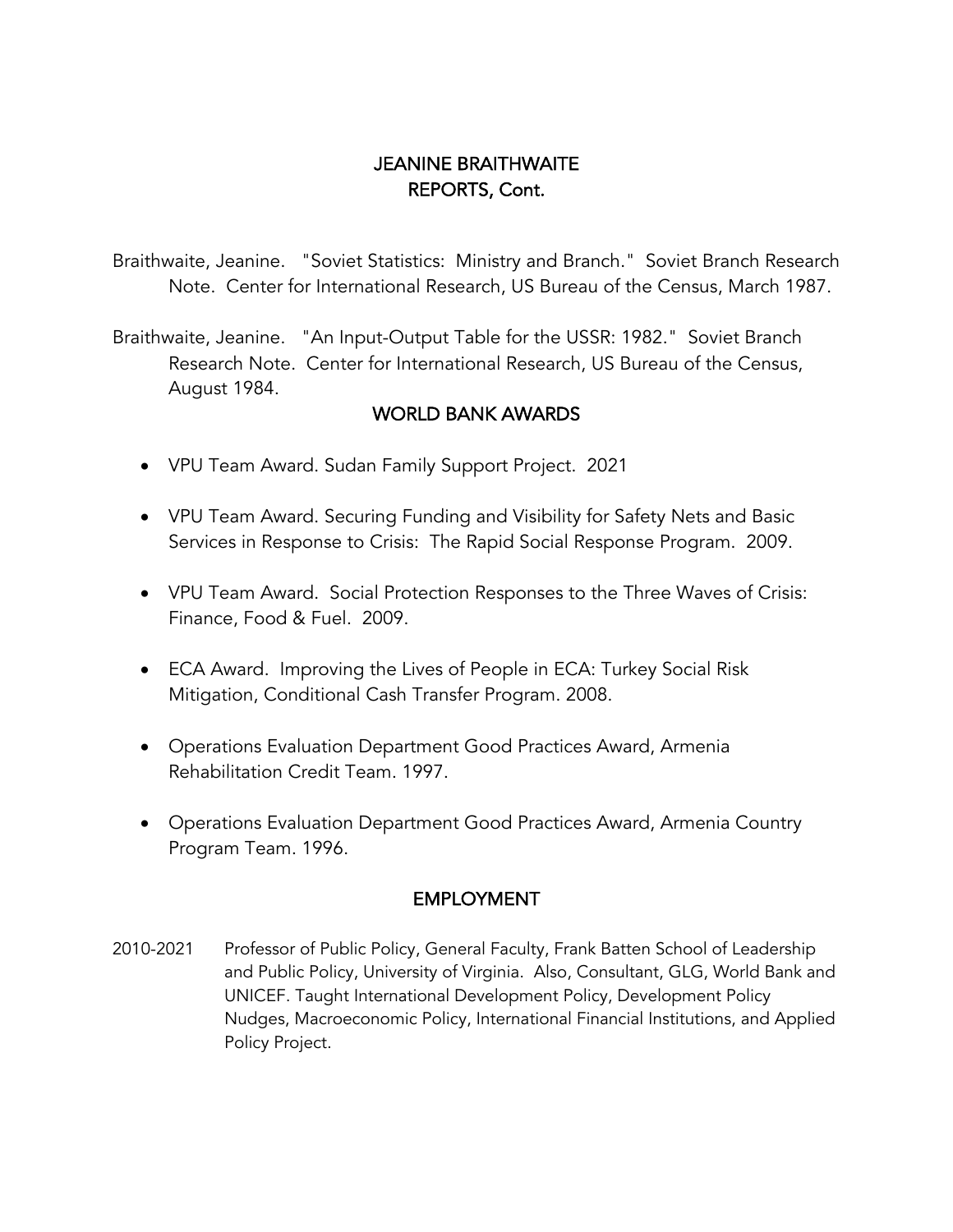## JEANINE BRAITHWAITE
## REPORTS, Cont.

Braithwaite, Jeanine. "Soviet Statistics: Ministry and Branch." Soviet Branch Research Note. Center for International Research, US Bureau of the Census, March 1987.

Braithwaite, Jeanine. "An Input-Output Table for the USSR: 1982." Soviet Branch Research Note. Center for International Research, US Bureau of the Census, August 1984.

## WORLD BANK AWARDS

- VPU Team Award. Sudan Family Support Project. 2021
- VPU Team Award. Securing Funding and Visibility for Safety Nets and Basic Services in Response to Crisis: The Rapid Social Response Program. 2009.
- VPU Team Award. Social Protection Responses to the Three Waves of Crisis: Finance, Food & Fuel. 2009.
- ECA Award. Improving the Lives of People in ECA: Turkey Social Risk Mitigation, Conditional Cash Transfer Program. 2008.
- Operations Evaluation Department Good Practices Award, Armenia Rehabilitation Credit Team. 1997.
- Operations Evaluation Department Good Practices Award, Armenia Country Program Team. 1996.

## EMPLOYMENT

2010-2021 Professor of Public Policy, General Faculty, Frank Batten School of Leadership and Public Policy, University of Virginia. Also, Consultant, GLG, World Bank and UNICEF. Taught International Development Policy, Development Policy Nudges, Macroeconomic Policy, International Financial Institutions, and Applied Policy Project.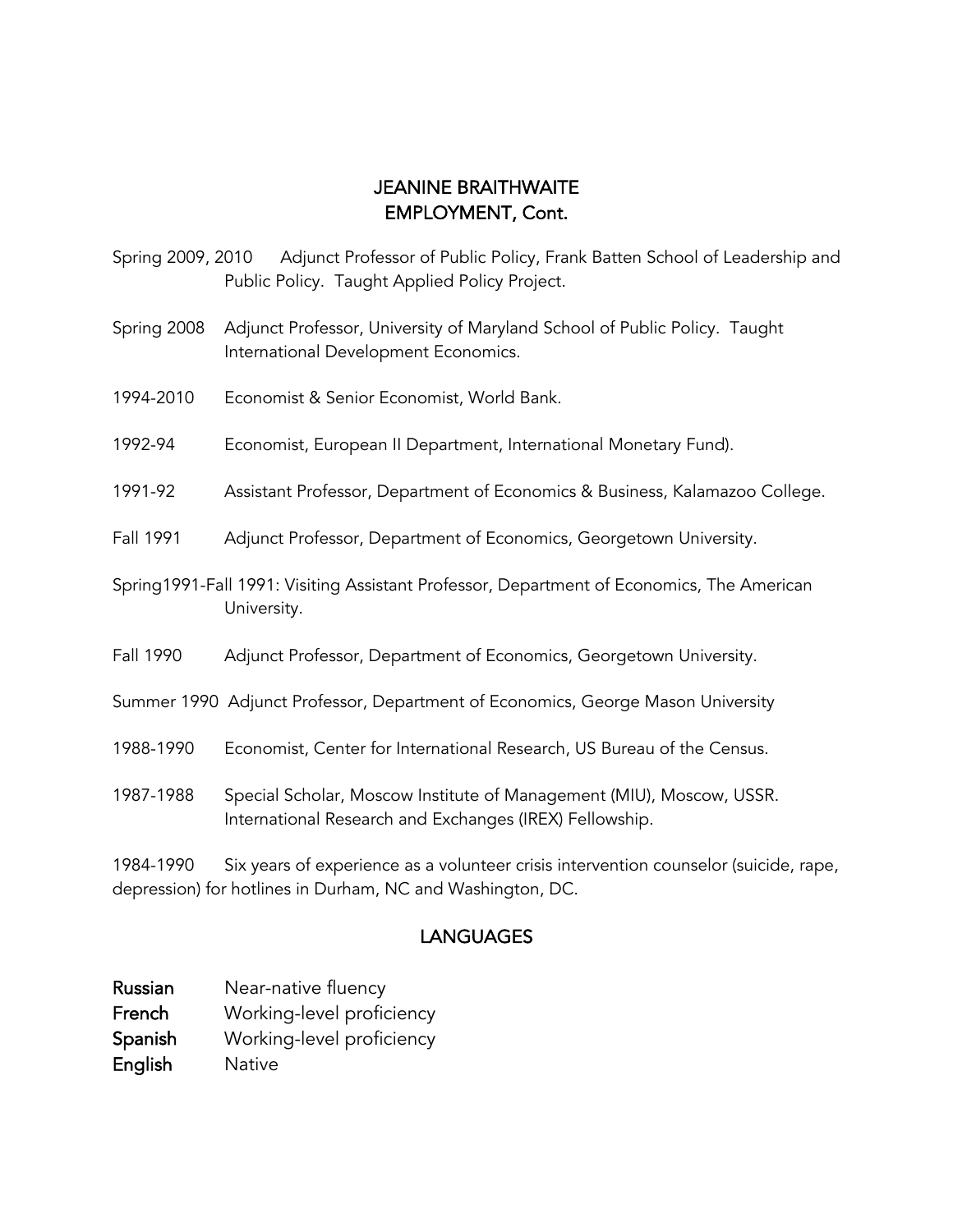# JEANINE BRAITHWAITE
## EMPLOYMENT, Cont.

Spring 2009, 2010 Adjunct Professor of Public Policy, Frank Batten School of Leadership and Public Policy. Taught Applied Policy Project.

Spring 2008 Adjunct Professor, University of Maryland School of Public Policy. Taught International Development Economics.

1994-2010 Economist & Senior Economist, World Bank.

1992-94 Economist, European II Department, International Monetary Fund).

1991-92 Assistant Professor, Department of Economics & Business, Kalamazoo College.

Fall 1991 Adjunct Professor, Department of Economics, Georgetown University.

Spring1991-Fall 1991: Visiting Assistant Professor, Department of Economics, The American University.

Fall 1990 Adjunct Professor, Department of Economics, Georgetown University.

Summer 1990 Adjunct Professor, Department of Economics, George Mason University

1988-1990 Economist, Center for International Research, US Bureau of the Census.

1987-1988 Special Scholar, Moscow Institute of Management (MIU), Moscow, USSR. International Research and Exchanges (IREX) Fellowship.

1984-1990 Six years of experience as a volunteer crisis intervention counselor (suicide, rape, depression) for hotlines in Durham, NC and Washington, DC.

## LANGUAGES

**Russian** Near-native fluency
**French** Working-level proficiency
**Spanish** Working-level proficiency
**English** Native